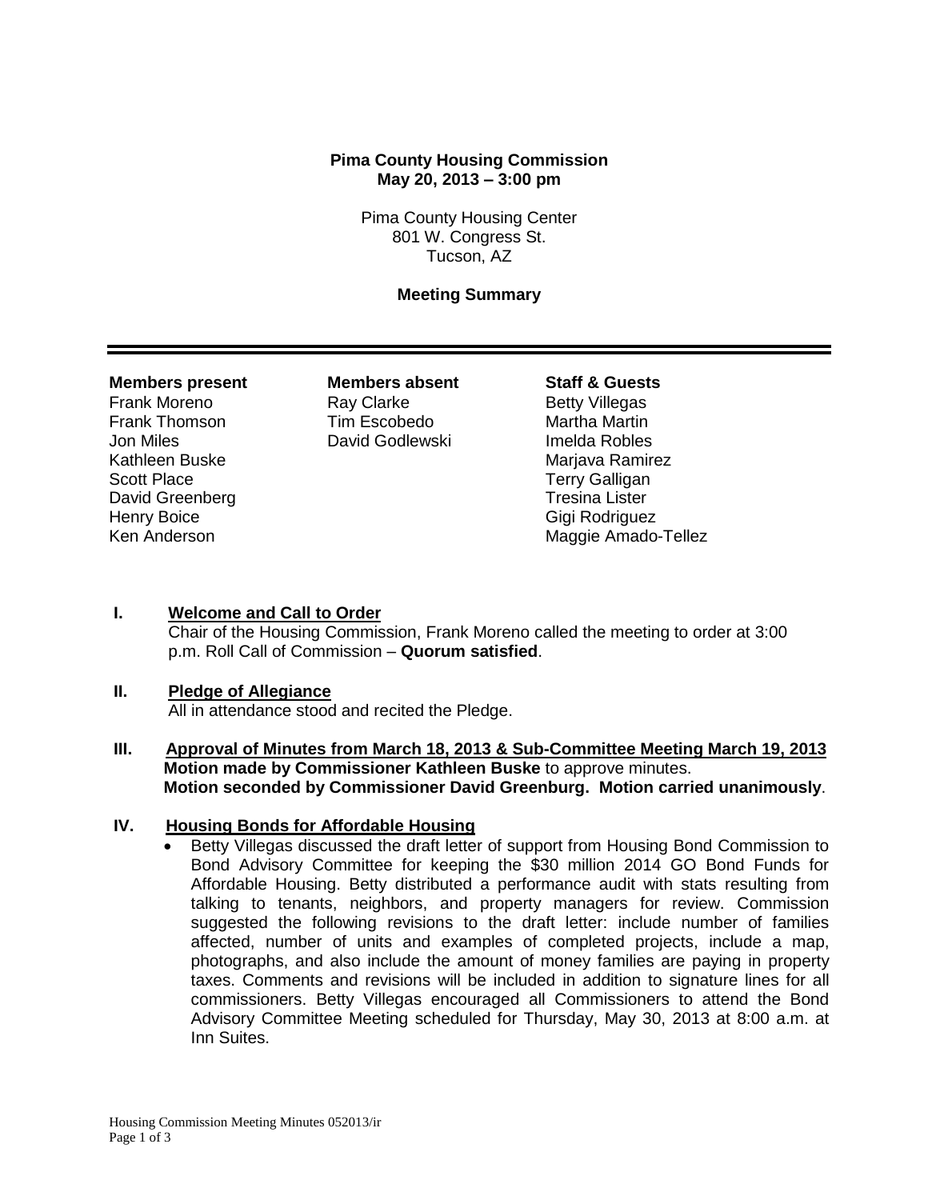**Pima County Housing Commission**
**May 20, 2013 – 3:00 pm**

Pima County Housing Center
801 W. Congress St.
Tucson, AZ

**Meeting Summary**

---

| **Members present** | **Members absent** | **Staff & Guests** |
|---|---|---|
| Frank Moreno | Ray Clarke | Betty Villegas |
| Frank Thomson | Tim Escobedo | Martha Martin |
| Jon Miles | David Godlewski | Imelda Robles |
| Kathleen Buske | | Marjava Ramirez |
| Scott Place | | Terry Galligan |
| David Greenberg | | Tresina Lister |
| Henry Boice | | Gigi Rodriguez |
| Ken Anderson | | Maggie Amado-Tellez |

## I. Welcome and Call to Order

Chair of the Housing Commission, Frank Moreno called the meeting to order at 3:00 p.m. Roll Call of Commission – **Quorum satisfied**.

## II. Pledge of Allegiance

All in attendance stood and recited the Pledge.

## III. Approval of Minutes from March 18, 2013 & Sub-Committee Meeting March 19, 2013

**Motion made by Commissioner Kathleen Buske** to approve minutes.
**Motion seconded by Commissioner David Greenburg. Motion carried unanimously**.

## IV. Housing Bonds for Affordable Housing

- Betty Villegas discussed the draft letter of support from Housing Bond Commission to Bond Advisory Committee for keeping the $30 million 2014 GO Bond Funds for Affordable Housing. Betty distributed a performance audit with stats resulting from talking to tenants, neighbors, and property managers for review. Commission suggested the following revisions to the draft letter: include number of families affected, number of units and examples of completed projects, include a map, photographs, and also include the amount of money families are paying in property taxes. Comments and revisions will be included in addition to signature lines for all commissioners. Betty Villegas encouraged all Commissioners to attend the Bond Advisory Committee Meeting scheduled for Thursday, May 30, 2013 at 8:00 a.m. at Inn Suites.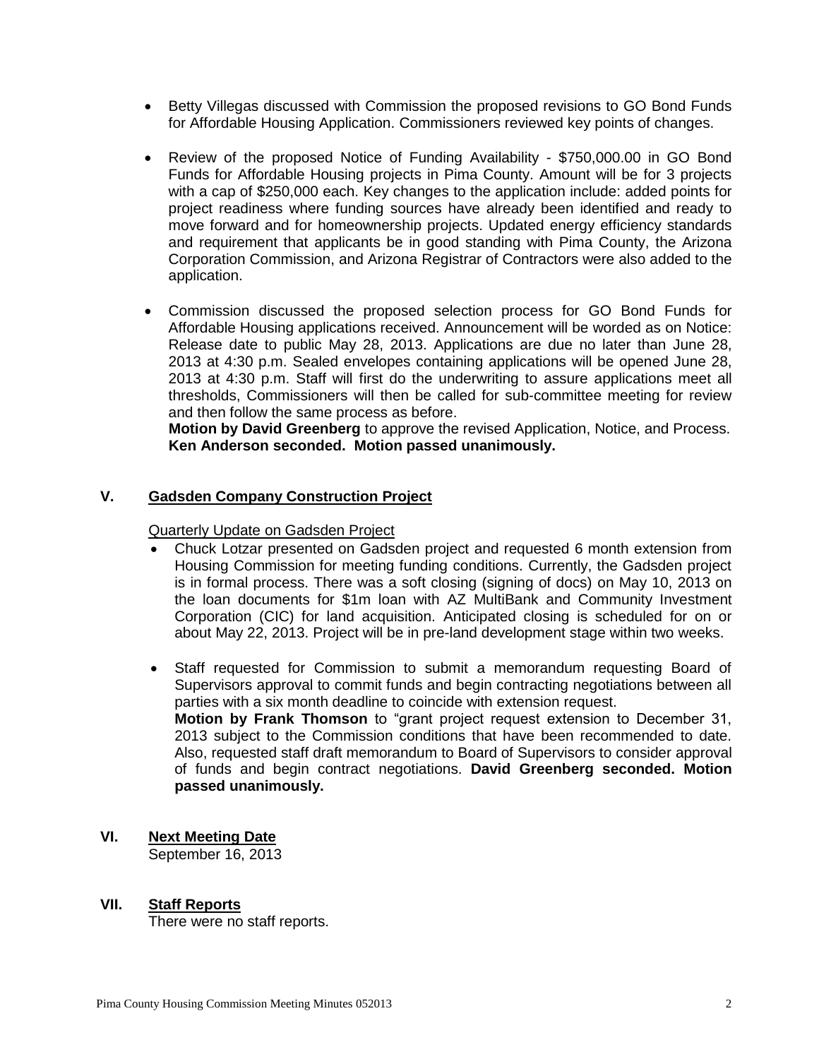- Betty Villegas discussed with Commission the proposed revisions to GO Bond Funds for Affordable Housing Application. Commissioners reviewed key points of changes.

- Review of the proposed Notice of Funding Availability - $750,000.00 in GO Bond Funds for Affordable Housing projects in Pima County. Amount will be for 3 projects with a cap of $250,000 each. Key changes to the application include: added points for project readiness where funding sources have already been identified and ready to move forward and for homeownership projects. Updated energy efficiency standards and requirement that applicants be in good standing with Pima County, the Arizona Corporation Commission, and Arizona Registrar of Contractors were also added to the application.

- Commission discussed the proposed selection process for GO Bond Funds for Affordable Housing applications received. Announcement will be worded as on Notice: Release date to public May 28, 2013. Applications are due no later than June 28, 2013 at 4:30 p.m. Sealed envelopes containing applications will be opened June 28, 2013 at 4:30 p.m. Staff will first do the underwriting to assure applications meet all thresholds, Commissioners will then be called for sub-committee meeting for review and then follow the same process as before.
  **Motion by David Greenberg** to approve the revised Application, Notice, and Process. **Ken Anderson seconded. Motion passed unanimously.**

## V. Gadsden Company Construction Project

Quarterly Update on Gadsden Project

- Chuck Lotzar presented on Gadsden project and requested 6 month extension from Housing Commission for meeting funding conditions. Currently, the Gadsden project is in formal process. There was a soft closing (signing of docs) on May 10, 2013 on the loan documents for $1m loan with AZ MultiBank and Community Investment Corporation (CIC) for land acquisition. Anticipated closing is scheduled for on or about May 22, 2013. Project will be in pre-land development stage within two weeks.

- Staff requested for Commission to submit a memorandum requesting Board of Supervisors approval to commit funds and begin contracting negotiations between all parties with a six month deadline to coincide with extension request.
  **Motion by Frank Thomson** to "grant project request extension to December 31, 2013 subject to the Commission conditions that have been recommended to date. Also, requested staff draft memorandum to Board of Supervisors to consider approval of funds and begin contract negotiations. **David Greenberg seconded. Motion passed unanimously.**

## VI. Next Meeting Date

September 16, 2013

## VII. Staff Reports

There were no staff reports.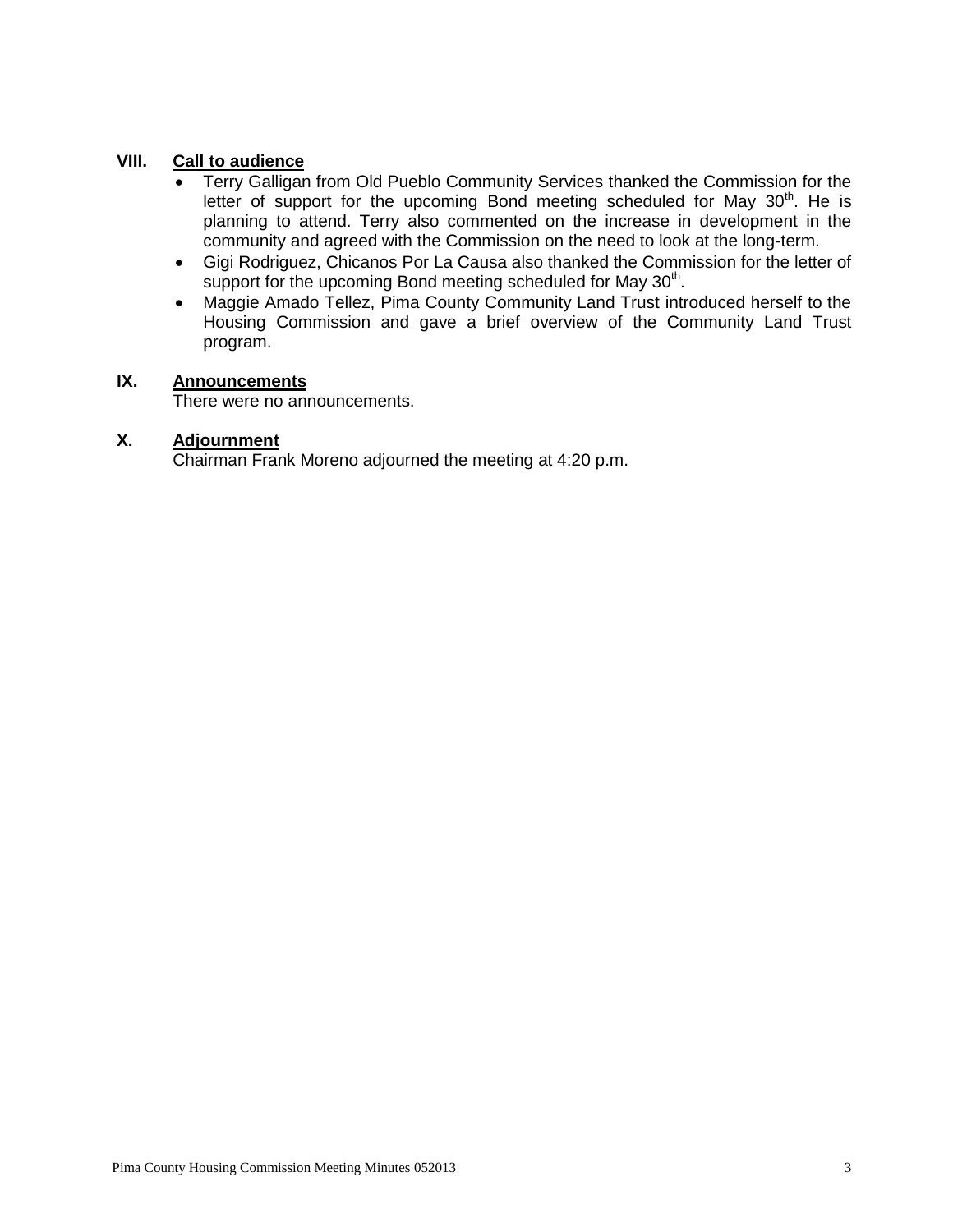## VIII. Call to audience

- Terry Galligan from Old Pueblo Community Services thanked the Commission for the letter of support for the upcoming Bond meeting scheduled for May 30th. He is planning to attend. Terry also commented on the increase in development in the community and agreed with the Commission on the need to look at the long-term.
- Gigi Rodriguez, Chicanos Por La Causa also thanked the Commission for the letter of support for the upcoming Bond meeting scheduled for May 30th.
- Maggie Amado Tellez, Pima County Community Land Trust introduced herself to the Housing Commission and gave a brief overview of the Community Land Trust program.

## IX. Announcements

There were no announcements.

## X. Adjournment

Chairman Frank Moreno adjourned the meeting at 4:20 p.m.